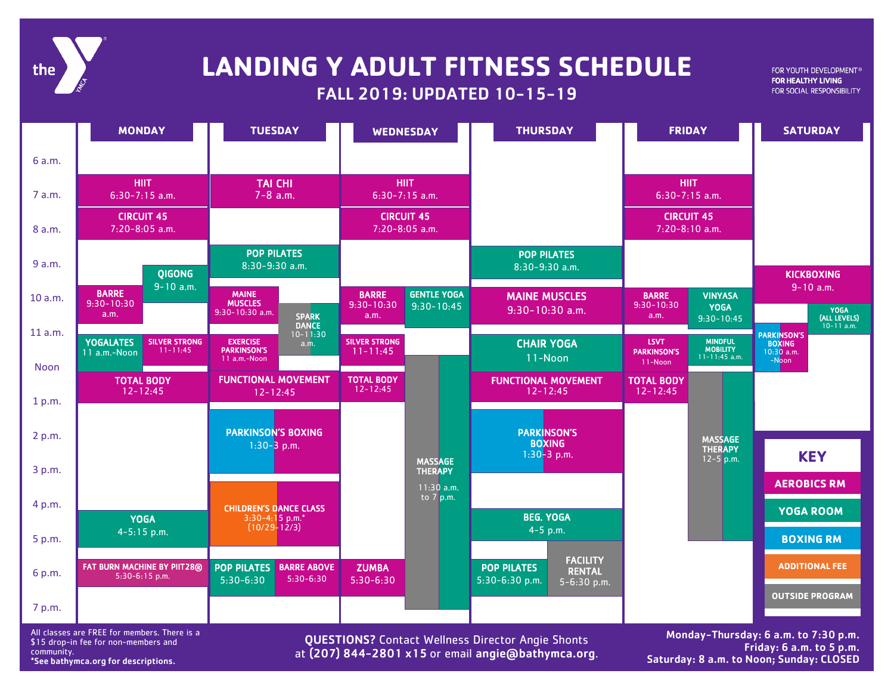# LANDING Y ADULT FITNESS SCHEDULE

## FALL 2019: UPDATED 10-15-19

FOR YOUTH DEVELOPMENT®
**FOR HEALTHY LIVING**
FOR SOCIAL RESPONSIBILITY

### MONDAY

- HIIT 6:30-7:15 a.m.
- CIRCUIT 45 7:20-8:05 a.m.
- QIGONG 9-10 a.m.
- BARRE 9:30-10:30 a.m.
- YOGALATES 11 a.m.-Noon
- SILVER STRONG 11-11:45
- TOTAL BODY 12-12:45
- YOGA 4-5:15 p.m.
- FAT BURN MACHINE BY PIIT28® 5:30-6:15 p.m.

### TUESDAY

- TAI CHI 7-8 a.m.
- POP PILATES 8:30-9:30 a.m.
- MAINE MUSCLES 9:30-10:30 a.m.
- SPARK DANCE 10-11:30 a.m.
- EXERCISE PARKINSON'S 11 a.m.-Noon
- FUNCTIONAL MOVEMENT 12-12:45
- PARKINSON'S BOXING 1:30-3 p.m.
- CHILDREN'S DANCE CLASS 3:30-4:15 p.m.* (10/29-12/3)
- POP PILATES 5:30-6:30
- BARRE ABOVE 5:30-6:30

### WEDNESDAY

- HIIT 6:30-7:15 a.m.
- CIRCUIT 45 7:20-8:05 a.m.
- BARRE 9:30-10:30 a.m.
- GENTLE YOGA 9:30-10:45
- SILVER STRONG 11-11:45
- MASSAGE THERAPY 11:30 a.m. to 7 p.m.
- TOTAL BODY 12-12:45
- ZUMBA 5:30-6:30

### THURSDAY

- POP PILATES 8:30-9:30 a.m.
- MAINE MUSCLES 9:30-10:30 a.m.
- CHAIR YOGA 11-Noon
- FUNCTIONAL MOVEMENT 12-12:45
- PARKINSON'S BOXING 1:30-3 p.m.
- BEG. YOGA 4-5 p.m.
- POP PILATES 5:30-6:30 p.m.
- FACILITY RENTAL 5-6:30 p.m.

### FRIDAY

- HIIT 6:30-7:15 a.m.
- CIRCUIT 45 7:20-8:10 a.m.
- BARRE 9:30-10:30 a.m.
- VINYASA YOGA 9:30-10:45
- LSVT PARKINSON'S 11-Noon
- MINDFUL MOBILITY 11-11:45 a.m.
- TOTAL BODY 12-12:45
- MASSAGE THERAPY 12-5 p.m.

### SATURDAY

- KICKBOXING 9-10 a.m.
- YOGA (ALL LEVELS) 10-11 a.m.
- PARKINSON'S BOXING 10:30 a.m.-Noon

### KEY

- AEROBICS RM
- YOGA ROOM
- BOXING RM
- ADDITIONAL FEE
- OUTSIDE PROGRAM

All classes are FREE for members. There is a $15 drop-in fee for non-members and community.
**\*See bathymca.org for descriptions.**

**QUESTIONS?** Contact Wellness Director Angie Shonts at **(207) 844-2801 x15** or email **angie@bathymca.org**.

**Monday-Thursday: 6 a.m. to 7:30 p.m.**
**Friday: 6 a.m. to 5 p.m.**
**Saturday: 8 a.m. to Noon; Sunday: CLOSED**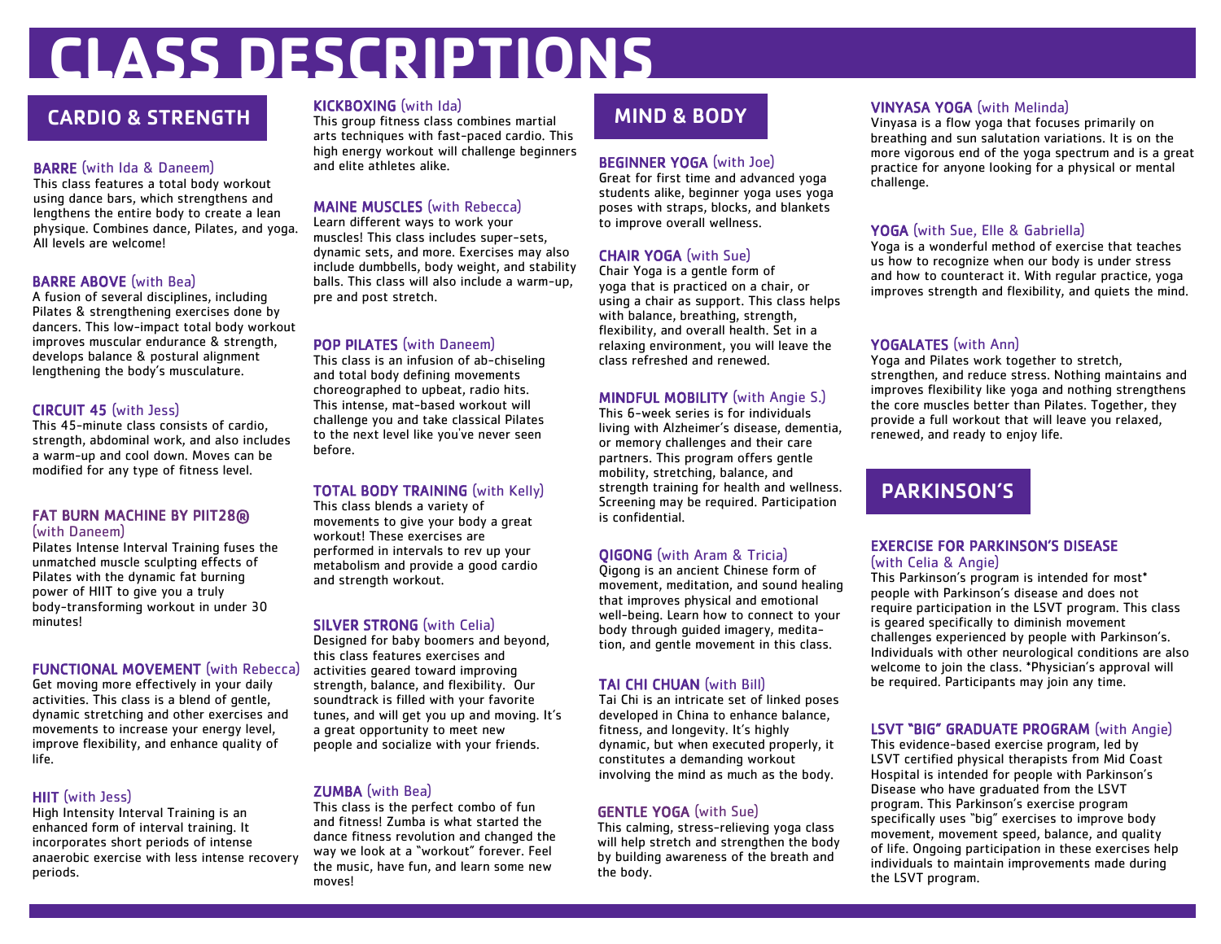# CLASS DESCRIPTIONS

## CARDIO & STRENGTH

### BARRE (with Ida & Daneem)

This class features a total body workout using dance bars, which strengthens and lengthens the entire body to create a lean physique. Combines dance, Pilates, and yoga. All levels are welcome!

### BARRE ABOVE (with Bea)

A fusion of several disciplines, including Pilates & strengthening exercises done by dancers. This low-impact total body workout improves muscular endurance & strength, develops balance & postural alignment lengthening the body's musculature.

### CIRCUIT 45 (with Jess)

This 45-minute class consists of cardio, strength, abdominal work, and also includes a warm-up and cool down. Moves can be modified for any type of fitness level.

### FAT BURN MACHINE BY PIIT28® (with Daneem)

Pilates Intense Interval Training fuses the unmatched muscle sculpting effects of Pilates with the dynamic fat burning power of HIIT to give you a truly body-transforming workout in under 30 minutes!

### FUNCTIONAL MOVEMENT (with Rebecca)

Get moving more effectively in your daily activities. This class is a blend of gentle, dynamic stretching and other exercises and movements to increase your energy level, improve flexibility, and enhance quality of life.

### HIIT (with Jess)

High Intensity Interval Training is an enhanced form of interval training. It incorporates short periods of intense anaerobic exercise with less intense recovery periods.

### KICKBOXING (with Ida)

This group fitness class combines martial arts techniques with fast-paced cardio. This high energy workout will challenge beginners and elite athletes alike.

### MAINE MUSCLES (with Rebecca)

Learn different ways to work your muscles! This class includes super-sets, dynamic sets, and more. Exercises may also include dumbbells, body weight, and stability balls. This class will also include a warm-up, pre and post stretch.

### POP PILATES (with Daneem)

This class is an infusion of ab-chiseling and total body defining movements choreographed to upbeat, radio hits. This intense, mat-based workout will challenge you and take classical Pilates to the next level like you've never seen before.

### TOTAL BODY TRAINING (with Kelly)

This class blends a variety of movements to give your body a great workout! These exercises are performed in intervals to rev up your metabolism and provide a good cardio and strength workout.

### SILVER STRONG (with Celia)

Designed for baby boomers and beyond, this class features exercises and activities geared toward improving strength, balance, and flexibility. Our soundtrack is filled with your favorite tunes, and will get you up and moving. It's a great opportunity to meet new people and socialize with your friends.

### ZUMBA (with Bea)

This class is the perfect combo of fun and fitness! Zumba is what started the dance fitness revolution and changed the way we look at a "workout" forever. Feel the music, have fun, and learn some new moves!

## MIND & BODY

### BEGINNER YOGA (with Joe)

Great for first time and advanced yoga students alike, beginner yoga uses yoga poses with straps, blocks, and blankets to improve overall wellness.

### CHAIR YOGA (with Sue)

Chair Yoga is a gentle form of yoga that is practiced on a chair, or using a chair as support. This class helps with balance, breathing, strength, flexibility, and overall health. Set in a relaxing environment, you will leave the class refreshed and renewed.

### MINDFUL MOBILITY (with Angie S.)

This 6-week series is for individuals living with Alzheimer's disease, dementia, or memory challenges and their care partners. This program offers gentle mobility, stretching, balance, and strength training for health and wellness. Screening may be required. Participation is confidential.

### QIGONG (with Aram & Tricia)

Qigong is an ancient Chinese form of movement, meditation, and sound healing that improves physical and emotional well-being. Learn how to connect to your body through guided imagery, meditation, and gentle movement in this class.

### TAI CHI CHUAN (with Bill)

Tai Chi is an intricate set of linked poses developed in China to enhance balance, fitness, and longevity. It's highly dynamic, but when executed properly, it constitutes a demanding workout involving the mind as much as the body.

### GENTLE YOGA (with Sue)

This calming, stress-relieving yoga class will help stretch and strengthen the body by building awareness of the breath and the body.

### VINYASA YOGA (with Melinda)

Vinyasa is a flow yoga that focuses primarily on breathing and sun salutation variations. It is on the more vigorous end of the yoga spectrum and is a great practice for anyone looking for a physical or mental challenge.

### YOGA (with Sue, Elle & Gabriella)

Yoga is a wonderful method of exercise that teaches us how to recognize when our body is under stress and how to counteract it. With regular practice, yoga improves strength and flexibility, and quiets the mind.

### YOGALATES (with Ann)

Yoga and Pilates work together to stretch, strengthen, and reduce stress. Nothing maintains and improves flexibility like yoga and nothing strengthens the core muscles better than Pilates. Together, they provide a full workout that will leave you relaxed, renewed, and ready to enjoy life.

## PARKINSON'S

### EXERCISE FOR PARKINSON'S DISEASE (with Celia & Angie)

This Parkinson's program is intended for most* people with Parkinson's disease and does not require participation in the LSVT program. This class is geared specifically to diminish movement challenges experienced by people with Parkinson's. Individuals with other neurological conditions are also welcome to join the class. *Physician's approval will be required. Participants may join any time.

### LSVT "BIG" GRADUATE PROGRAM (with Angie)

This evidence-based exercise program, led by LSVT certified physical therapists from Mid Coast Hospital is intended for people with Parkinson's Disease who have graduated from the LSVT program. This Parkinson's exercise program specifically uses "big" exercises to improve body movement, movement speed, balance, and quality of life. Ongoing participation in these exercises help individuals to maintain improvements made during the LSVT program.